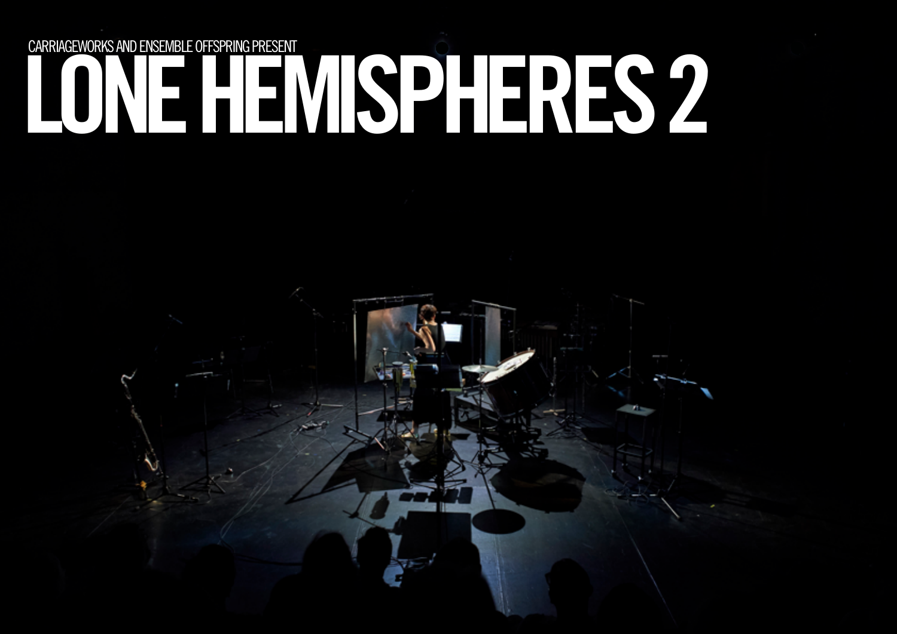CARRIAGEWORKS AND ENSEMBLE OFFSPRING PRESENT

# LONE HEMISPHERES 2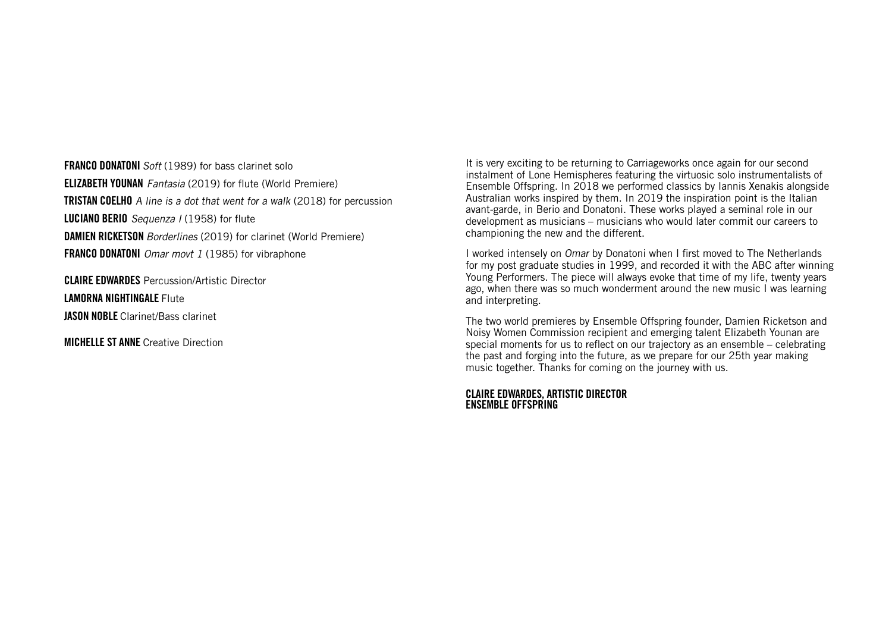**FRANCO DONATONI** *Soft* (1989) for bass clarinet solo

**ELIZABETH YOUNAN** *Fantasia* (2019) for flute (World Premiere)

**TRISTAN COELHO** *A line is a dot that went for a walk* (2018) for percussion

**LUCIANO BERIO** *Sequenza I* (1958) for flute

**DAMIEN RICKETSON** *Borderlines* (2019) for clarinet (World Premiere)

**FRANCO DONATONI** *Omar movt 1* (1985) for vibraphone

**CLAIRE EDWARDES** Percussion/Artistic Director

**LAMORNA NIGHTINGALE** Flute

**JASON NOBLE** Clarinet/Bass clarinet

**MICHELLE ST ANNE** Creative Direction

It is very exciting to be returning to Carriageworks once again for our second instalment of Lone Hemispheres featuring the virtuosic solo instrumentalists of Ensemble Offspring. In 2018 we performed classics by Iannis Xenakis alongside Australian works inspired by them. In 2019 the inspiration point is the Italian avant-garde, in Berio and Donatoni. These works played a seminal role in our development as musicians – musicians who would later commit our careers to championing the new and the different.

I worked intensely on *Omar* by Donatoni when I first moved to The Netherlands for my post graduate studies in 1999, and recorded it with the ABC after winning Young Performers. The piece will always evoke that time of my life, twenty years ago, when there was so much wonderment around the new music I was learning and interpreting.

The two world premieres by Ensemble Offspring founder, Damien Ricketson and Noisy Women Commission recipient and emerging talent Elizabeth Younan are special moments for us to reflect on our trajectory as an ensemble – celebrating the past and forging into the future, as we prepare for our 25th year making music together. Thanks for coming on the journey with us.

**CLAIRE EDWARDES, ARTISTIC DIRECTOR**
**ENSEMBLE OFFSPRING**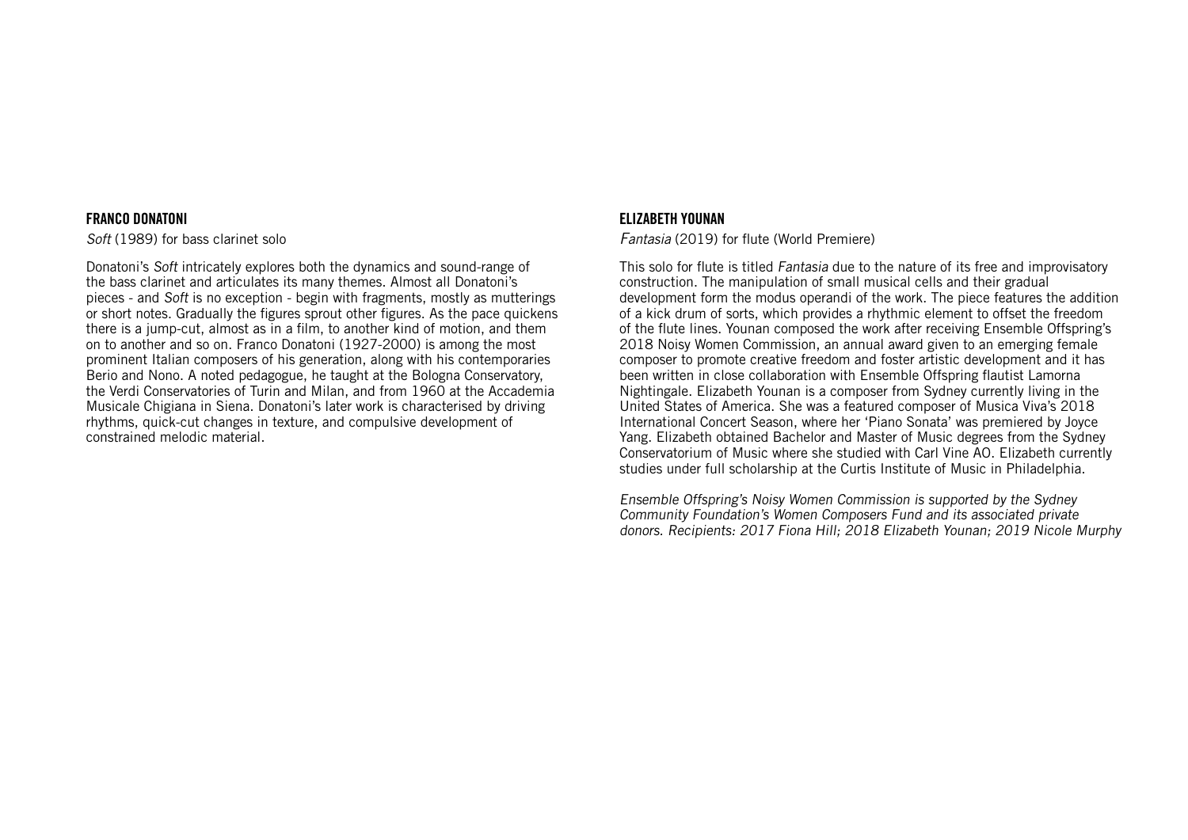## FRANCO DONATONI

*Soft* (1989) for bass clarinet solo

Donatoni's *Soft* intricately explores both the dynamics and sound-range of the bass clarinet and articulates its many themes. Almost all Donatoni's pieces - and *Soft* is no exception - begin with fragments, mostly as mutterings or short notes. Gradually the figures sprout other figures. As the pace quickens there is a jump-cut, almost as in a film, to another kind of motion, and them on to another and so on. Franco Donatoni (1927-2000) is among the most prominent Italian composers of his generation, along with his contemporaries Berio and Nono. A noted pedagogue, he taught at the Bologna Conservatory, the Verdi Conservatories of Turin and Milan, and from 1960 at the Accademia Musicale Chigiana in Siena. Donatoni's later work is characterised by driving rhythms, quick-cut changes in texture, and compulsive development of constrained melodic material.

## ELIZABETH YOUNAN

*Fantasia* (2019) for flute (World Premiere)

This solo for flute is titled *Fantasia* due to the nature of its free and improvisatory construction. The manipulation of small musical cells and their gradual development form the modus operandi of the work. The piece features the addition of a kick drum of sorts, which provides a rhythmic element to offset the freedom of the flute lines. Younan composed the work after receiving Ensemble Offspring's 2018 Noisy Women Commission, an annual award given to an emerging female composer to promote creative freedom and foster artistic development and it has been written in close collaboration with Ensemble Offspring flautist Lamorna Nightingale. Elizabeth Younan is a composer from Sydney currently living in the United States of America. She was a featured composer of Musica Viva's 2018 International Concert Season, where her 'Piano Sonata' was premiered by Joyce Yang. Elizabeth obtained Bachelor and Master of Music degrees from the Sydney Conservatorium of Music where she studied with Carl Vine AO. Elizabeth currently studies under full scholarship at the Curtis Institute of Music in Philadelphia.

*Ensemble Offspring's Noisy Women Commission is supported by the Sydney Community Foundation's Women Composers Fund and its associated private donors. Recipients: 2017 Fiona Hill; 2018 Elizabeth Younan; 2019 Nicole Murphy*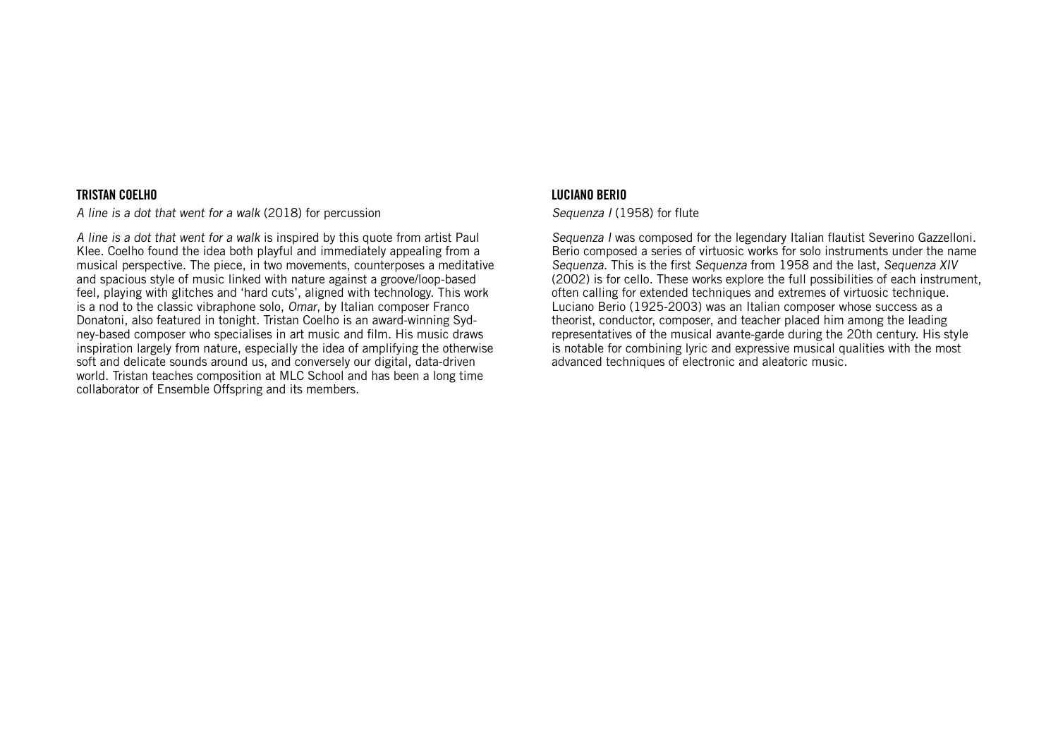## TRISTAN COELHO

*A line is a dot that went for a walk* (2018) for percussion

*A line is a dot that went for a walk* is inspired by this quote from artist Paul Klee. Coelho found the idea both playful and immediately appealing from a musical perspective. The piece, in two movements, counterposes a meditative and spacious style of music linked with nature against a groove/loop-based feel, playing with glitches and 'hard cuts', aligned with technology. This work is a nod to the classic vibraphone solo, *Omar*, by Italian composer Franco Donatoni, also featured in tonight. Tristan Coelho is an award-winning Sydney-based composer who specialises in art music and film. His music draws inspiration largely from nature, especially the idea of amplifying the otherwise soft and delicate sounds around us, and conversely our digital, data-driven world. Tristan teaches composition at MLC School and has been a long time collaborator of Ensemble Offspring and its members.

## LUCIANO BERIO

*Sequenza I* (1958) for flute

*Sequenza I* was composed for the legendary Italian flautist Severino Gazzelloni. Berio composed a series of virtuosic works for solo instruments under the name *Sequenza*. This is the first *Sequenza* from 1958 and the last, *Sequenza XIV* (2002) is for cello. These works explore the full possibilities of each instrument, often calling for extended techniques and extremes of virtuosic technique. Luciano Berio (1925-2003) was an Italian composer whose success as a theorist, conductor, composer, and teacher placed him among the leading representatives of the musical avante-garde during the 20th century. His style is notable for combining lyric and expressive musical qualities with the most advanced techniques of electronic and aleatoric music.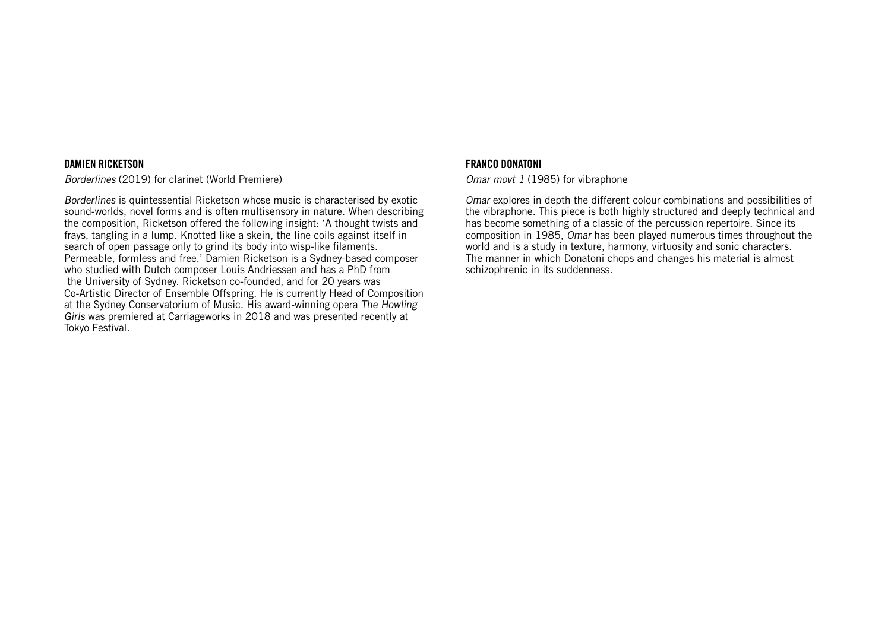## DAMIEN RICKETSON

*Borderlines* (2019) for clarinet (World Premiere)

*Borderlines* is quintessential Ricketson whose music is characterised by exotic sound-worlds, novel forms and is often multisensory in nature. When describing the composition, Ricketson offered the following insight: 'A thought twists and frays, tangling in a lump. Knotted like a skein, the line coils against itself in search of open passage only to grind its body into wisp-like filaments. Permeable, formless and free.' Damien Ricketson is a Sydney-based composer who studied with Dutch composer Louis Andriessen and has a PhD from the University of Sydney. Ricketson co-founded, and for 20 years was Co-Artistic Director of Ensemble Offspring. He is currently Head of Composition at the Sydney Conservatorium of Music. His award-winning opera *The Howling Girls* was premiered at Carriageworks in 2018 and was presented recently at Tokyo Festival.

## FRANCO DONATONI

*Omar movt 1* (1985) for vibraphone

*Omar* explores in depth the different colour combinations and possibilities of the vibraphone. This piece is both highly structured and deeply technical and has become something of a classic of the percussion repertoire. Since its composition in 1985, *Omar* has been played numerous times throughout the world and is a study in texture, harmony, virtuosity and sonic characters. The manner in which Donatoni chops and changes his material is almost schizophrenic in its suddenness.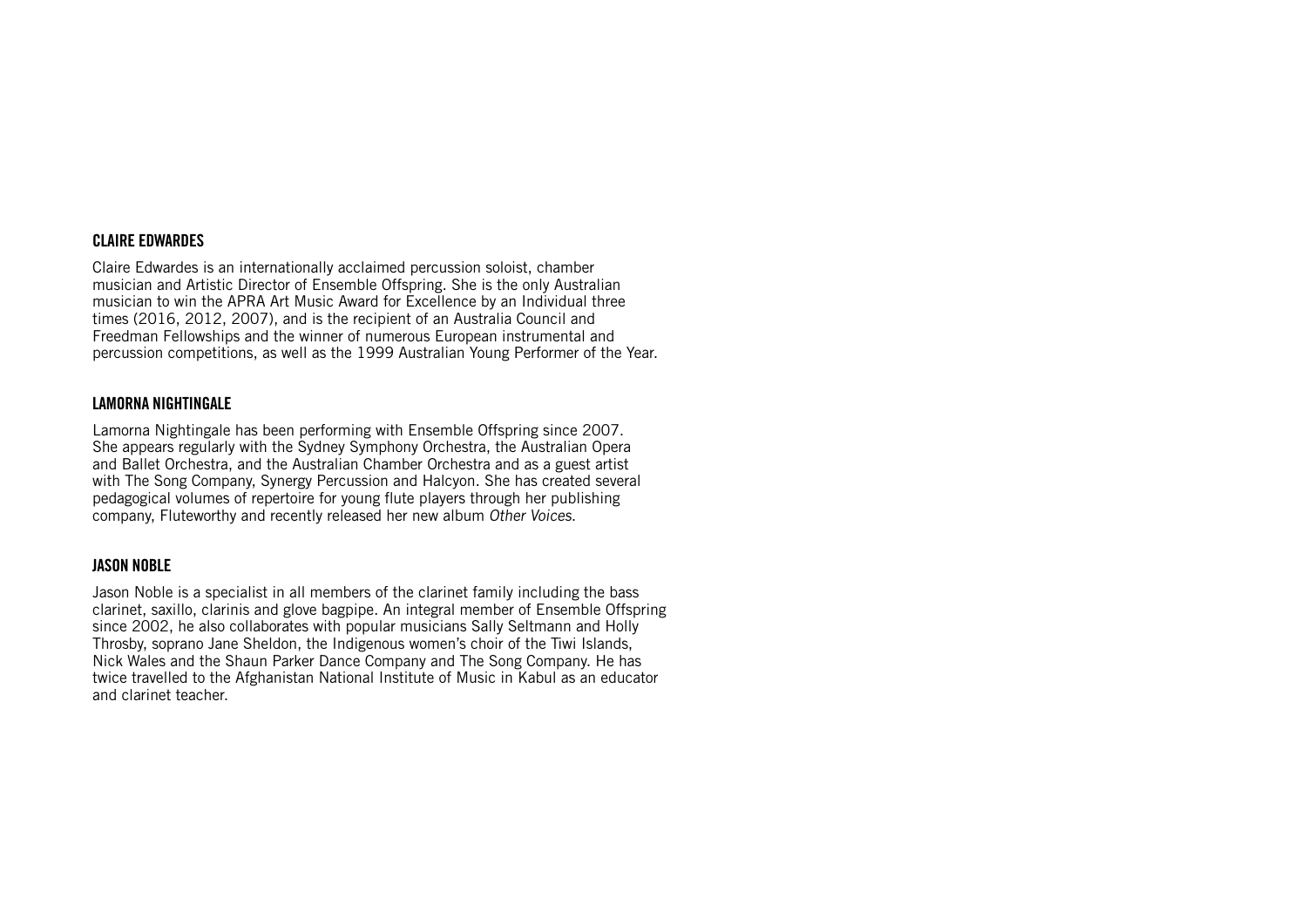## CLAIRE EDWARDES

Claire Edwardes is an internationally acclaimed percussion soloist, chamber musician and Artistic Director of Ensemble Offspring. She is the only Australian musician to win the APRA Art Music Award for Excellence by an Individual three times (2016, 2012, 2007), and is the recipient of an Australia Council and Freedman Fellowships and the winner of numerous European instrumental and percussion competitions, as well as the 1999 Australian Young Performer of the Year.

## LAMORNA NIGHTINGALE

Lamorna Nightingale has been performing with Ensemble Offspring since 2007. She appears regularly with the Sydney Symphony Orchestra, the Australian Opera and Ballet Orchestra, and the Australian Chamber Orchestra and as a guest artist with The Song Company, Synergy Percussion and Halcyon. She has created several pedagogical volumes of repertoire for young flute players through her publishing company, Fluteworthy and recently released her new album *Other Voices*.

## JASON NOBLE

Jason Noble is a specialist in all members of the clarinet family including the bass clarinet, saxillo, clarinis and glove bagpipe. An integral member of Ensemble Offspring since 2002, he also collaborates with popular musicians Sally Seltmann and Holly Throsby, soprano Jane Sheldon, the Indigenous women's choir of the Tiwi Islands, Nick Wales and the Shaun Parker Dance Company and The Song Company. He has twice travelled to the Afghanistan National Institute of Music in Kabul as an educator and clarinet teacher.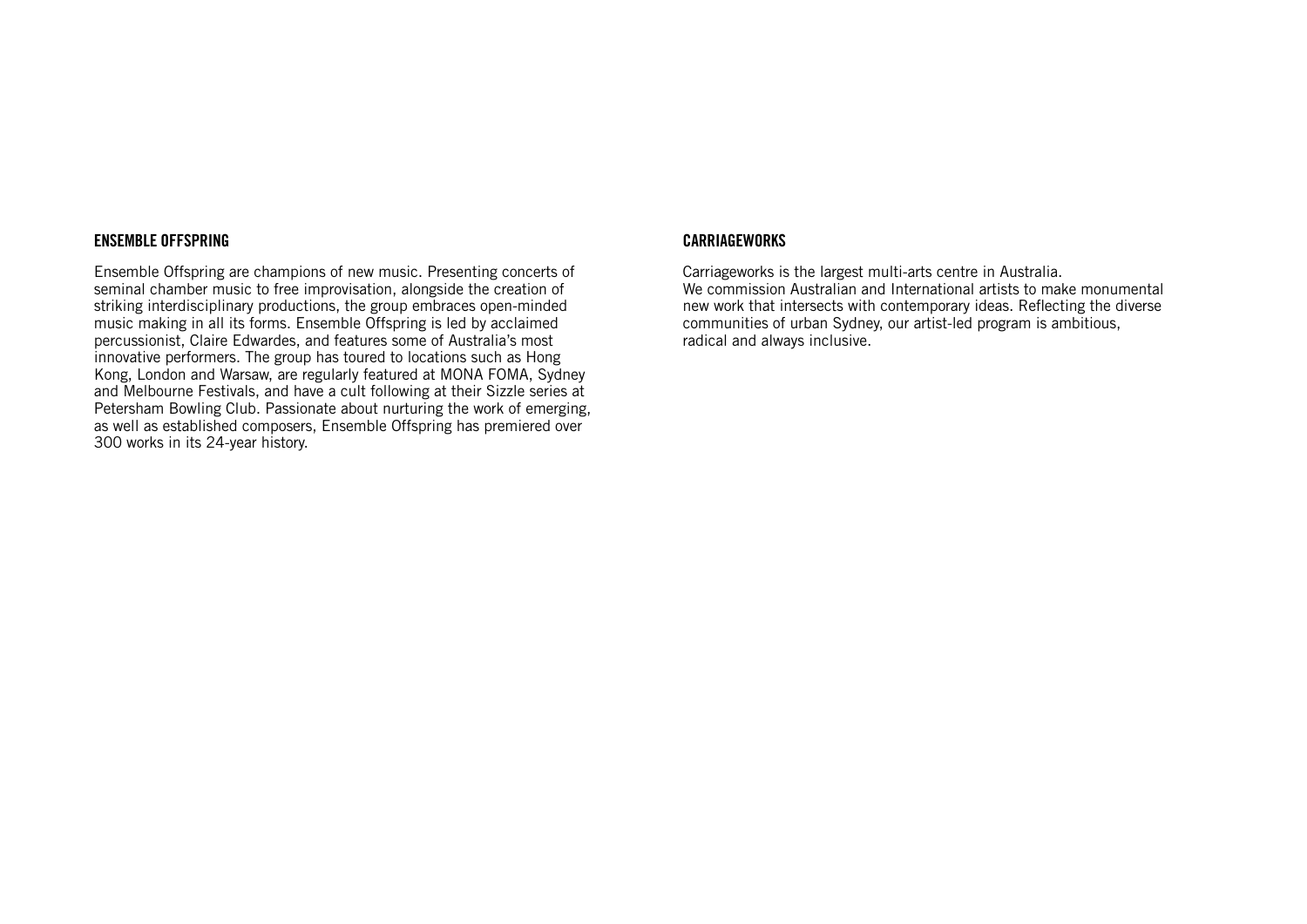## ENSEMBLE OFFSPRING

Ensemble Offspring are champions of new music. Presenting concerts of seminal chamber music to free improvisation, alongside the creation of striking interdisciplinary productions, the group embraces open-minded music making in all its forms. Ensemble Offspring is led by acclaimed percussionist, Claire Edwardes, and features some of Australia's most innovative performers. The group has toured to locations such as Hong Kong, London and Warsaw, are regularly featured at MONA FOMA, Sydney and Melbourne Festivals, and have a cult following at their Sizzle series at Petersham Bowling Club. Passionate about nurturing the work of emerging, as well as established composers, Ensemble Offspring has premiered over 300 works in its 24-year history.

## CARRIAGEWORKS

Carriageworks is the largest multi-arts centre in Australia.
We commission Australian and International artists to make monumental new work that intersects with contemporary ideas. Reflecting the diverse communities of urban Sydney, our artist-led program is ambitious, radical and always inclusive.